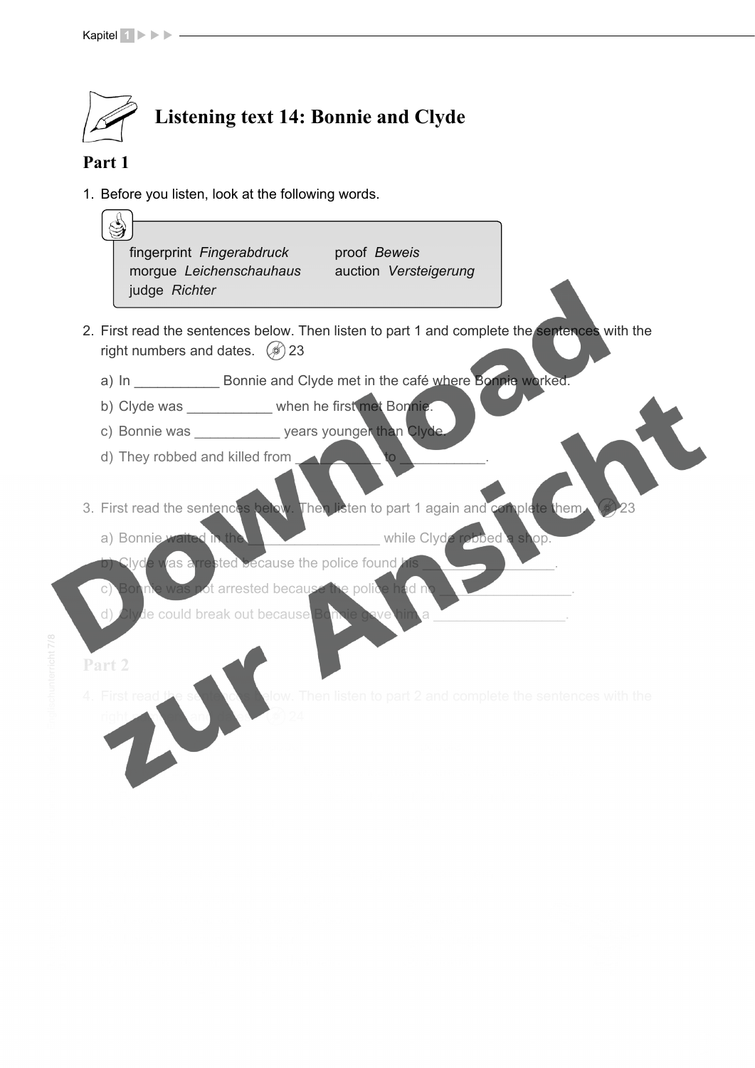# Listening text 14: Bonnie and Clyde

## Part 1

1. Before you listen, look at the following words.

| | |
|---|---|
| fingerprint *Fingerabdruck* | proof *Beweis* |
| morgue *Leichenschauhaus* | auction *Versteigerung* |
| judge *Richter* | |

2. First read the sentences below. Then listen to part 1 and complete the sentences with the right numbers and dates. 23

   a) In ___________ Bonnie and Clyde met in the café where Bonnie worked.

   b) Clyde was ___________ when he first met Bonnie.

   c) Bonnie was ___________ years younger than Clyde.

   d) They robbed and killed from ___________ to ___________.

3. First read the sentences below. Then listen to part 1 again and complete them. 23

   a) Bonnie waited in the _________________ while Clyde robbed a shop.

   b) Clyde was arrested because the police found his _________________.

   c) Bonnie was not arrested because the police had no _________________.

   d) Clyde could break out because Bonnie gave him a _________________.

## Part 2

4. First read the sentences below. Then listen to part 2 and complete the sentences with the right numbers and dates. 24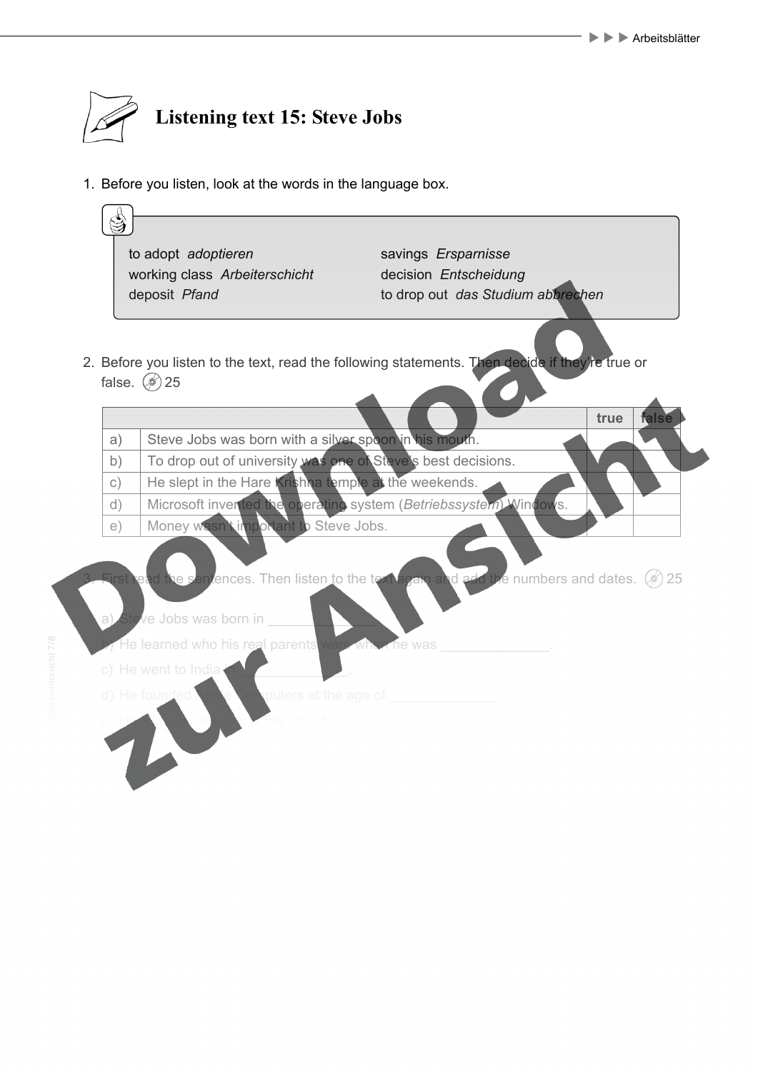# Listening text 15: Steve Jobs

1. Before you listen, look at the words in the language box.

| | |
|---|---|
| to adopt *adoptieren* | savings *Ersparnisse* |
| working class *Arbeiterschicht* | decision *Entscheidung* |
| deposit *Pfand* | to drop out *das Studium abbrechen* |

2. Before you listen to the text, read the following statements. Then decide if they're true or false. 25

| | | true | false |
|---|---|---|---|
| a) | Steve Jobs was born with a silver spoon in his mouth. | | |
| b) | To drop out of university was one of Steve's best decisions. | | |
| c) | He slept in the Hare Krishna temple at the weekends. | | |
| d) | Microsoft invented the operating system (*Betriebssystem*) Windows. | | |
| e) | Money wasn't important to Steve Jobs. | | |

3. First read the sentences. Then listen to the text again and add the numbers and dates. 25

a) Steve Jobs was born in ______________.

b) He learned who his real parents were when he was ______________.

c) He went to India in ______________.

d) He founded Apple Computers at the age of ______________.

e) He ... the age of ______________.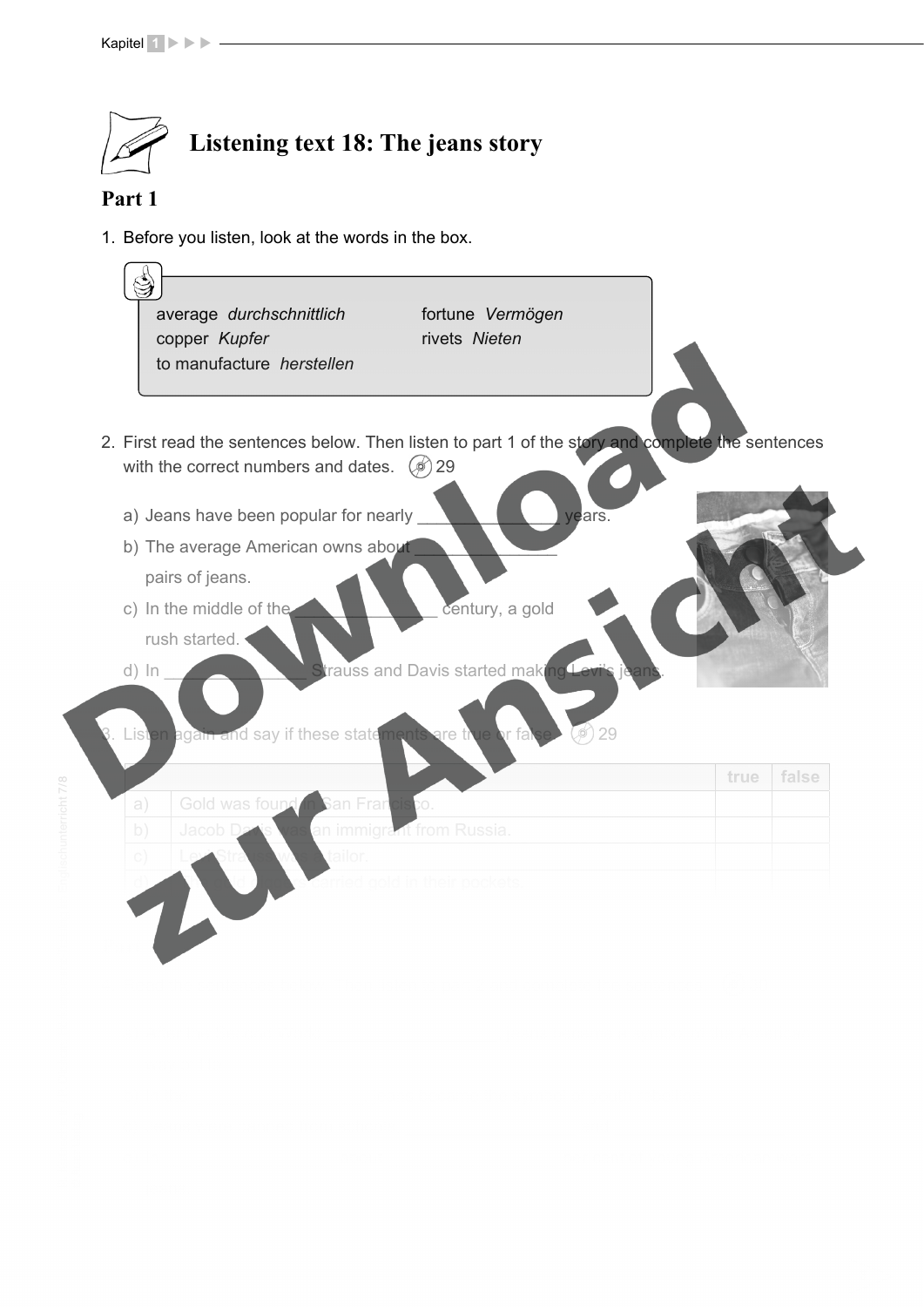# Listening text 18: The jeans story

## Part 1

1. Before you listen, look at the words in the box.

| | |
|---|---|
| average *durchschnittlich* | fortune *Vermögen* |
| copper *Kupfer* | rivets *Nieten* |
| to manufacture *herstellen* | |

2. First read the sentences below. Then listen to part 1 of the story and complete the sentences with the correct numbers and dates. 29

   a) Jeans have been popular for nearly _______________ years.

   b) The average American owns about _______________ pairs of jeans.

   c) In the middle of the _______________ century, a gold rush started.

   d) In _______________ Strauss and Davis started making Levi's jeans.

3. Listen again and say if these statements are true or false. 29

| | | true | false |
|---|---|---|---|
| a) | Gold was found in San Francisco. | | |
| b) | Jacob Davis was an immigrant from Russia. | | |
| c) | Levi Strauss was a tailor. | | |
| d) | ... carried gold in their pockets. | | |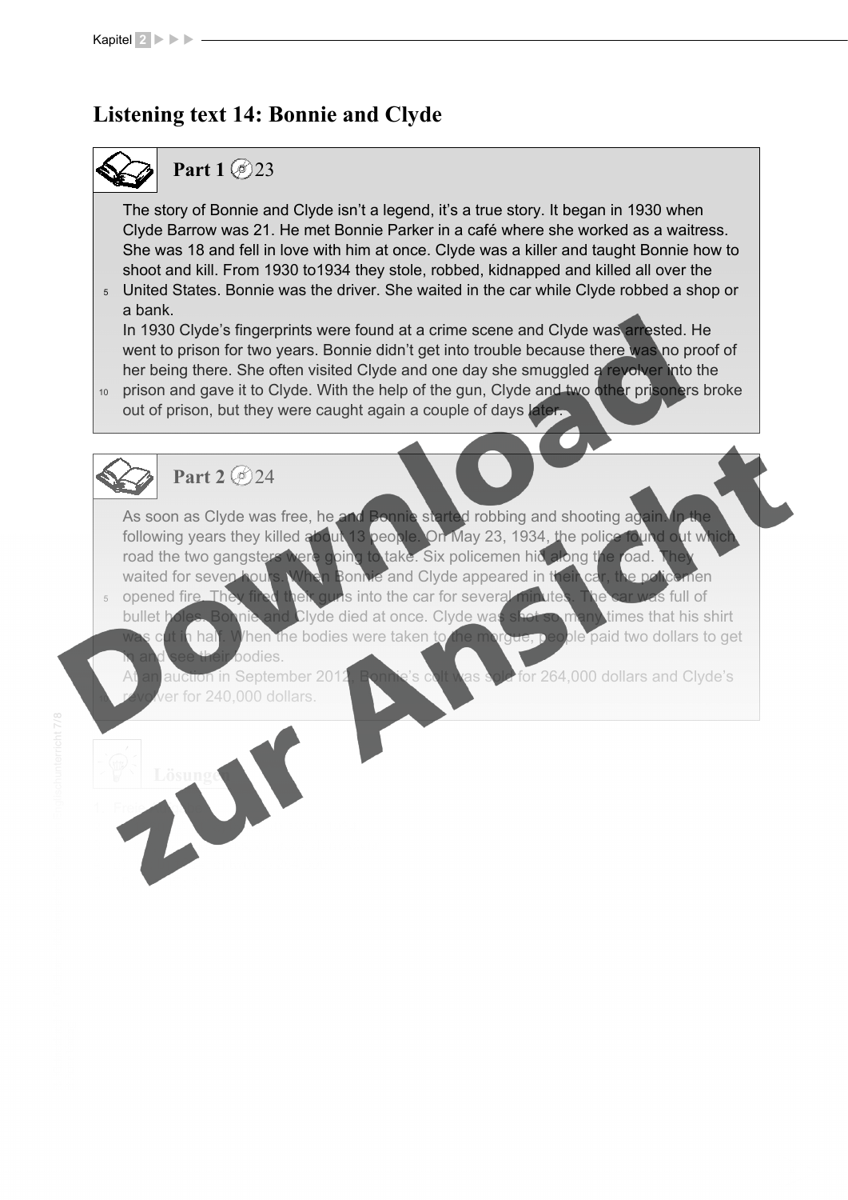## Listening text 14: Bonnie and Clyde

### Part 1 23

The story of Bonnie and Clyde isn't a legend, it's a true story. It began in 1930 when Clyde Barrow was 21. He met Bonnie Parker in a café where she worked as a waitress. She was 18 and fell in love with him at once. Clyde was a killer and taught Bonnie how to shoot and kill. From 1930 to1934 they stole, robbed, kidnapped and killed all over the United States. Bonnie was the driver. She waited in the car while Clyde robbed a shop or a bank.
In 1930 Clyde's fingerprints were found at a crime scene and Clyde was arrested. He went to prison for two years. Bonnie didn't get into trouble because there was no proof of her being there. She often visited Clyde and one day she smuggled a revolver into the prison and gave it to Clyde. With the help of the gun, Clyde and two other prisoners broke out of prison, but they were caught again a couple of days later.

### Part 2 24

As soon as Clyde was free, he and Bonnie started robbing and shooting again. In the following years they killed about 13 people. On May 23, 1934, the police found out which road the two gangsters were going to take. Six policemen hid along the road. They waited for seven hours. When Bonnie and Clyde appeared in their car, the policemen opened fire. They fired their guns into the car for several minutes. The car was full of bullet holes. Bonnie and Clyde died at once. Clyde was shot so many times that his shirt was cut in half. When the bodies were taken to the morgue, people paid two dollars to get in and see their bodies.
At an auction in September 2012, Bonnie's colt was sold for 264,000 dollars and Clyde's revolver for 240,000 dollars.

### Lösungen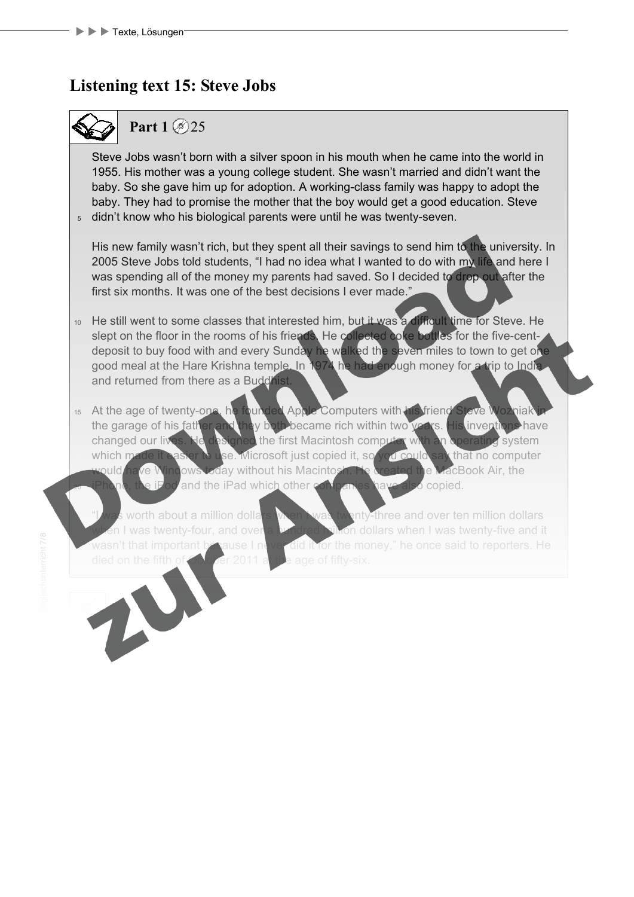## Listening text 15: Steve Jobs

### Part 1 25

Steve Jobs wasn't born with a silver spoon in his mouth when he came into the world in 1955. His mother was a young college student. She wasn't married and didn't want the baby. So she gave him up for adoption. A working-class family was happy to adopt the baby. They had to promise the mother that the boy would get a good education. Steve didn't know who his biological parents were until he was twenty-seven.

His new family wasn't rich, but they spent all their savings to send him to the university. In 2005 Steve Jobs told students, "I had no idea what I wanted to do with my life and here I was spending all of the money my parents had saved. So I decided to drop out after the first six months. It was one of the best decisions I ever made."

He still went to some classes that interested him, but it was a difficult time for Steve. He slept on the floor in the rooms of his friends. He collected coke bottles for the five-cent-deposit to buy food with and every Sunday he walked the seven miles to town to get one good meal at the Hare Krishna temple. In 1974 he had enough money for a trip to India and returned from there as a Buddhist.

At the age of twenty-one, he founded Apple Computers with his friend Steve Wozniak in the garage of his father and they both became rich within two years. His inventions have changed our lives. He designed the first Macintosh computer with an operating system which made it easier to use. Microsoft just copied it, so you could say that no computer would have Windows today without his Macintosh. He created the MacBook Air, the iPhone, the iPod and the iPad which other companies have also copied.

"I was worth about a million dollars when I was twenty-three and over ten million dollars when I was twenty-four, and over a hundred million dollars when I was twenty-five and it wasn't that important because I never did it for the money," he once said to reporters. He died on the fifth of October 2011 at the age of fifty-six.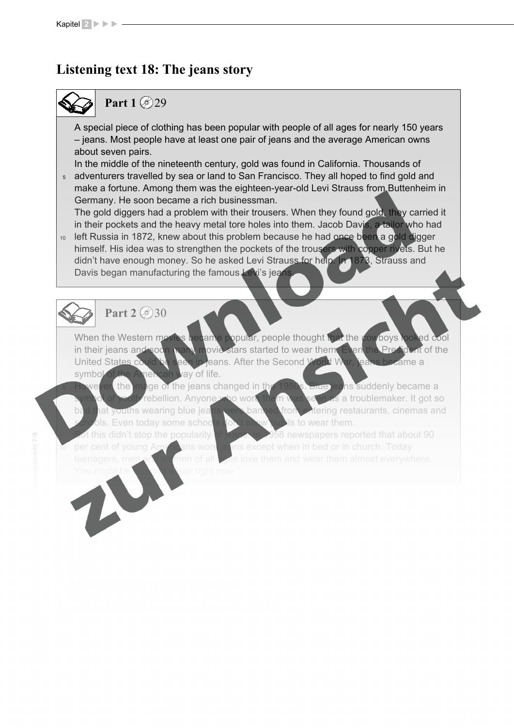## Listening text 18: The jeans story

### Part 1 29

A special piece of clothing has been popular with people of all ages for nearly 150 years – jeans. Most people have at least one pair of jeans and the average American owns about seven pairs.
In the middle of the nineteenth century, gold was found in California. Thousands of adventurers travelled by sea or land to San Francisco. They all hoped to find gold and make a fortune. Among them was the eighteen-year-old Levi Strauss from Buttenheim in Germany. He soon became a rich businessman.
The gold diggers had a problem with their trousers. When they found gold, they carried it in their pockets and the heavy metal tore holes into them. Jacob Davis, a tailor who had left Russia in 1872, knew about this problem because he had once been a gold digger himself. His idea was to strengthen the pockets of the trousers with copper rivets. But he didn't have enough money. So he asked Levi Strauss for help. In 1873, Strauss and Davis began manufacturing the famous Levi's jeans.

### Part 2 30

When the Western movies became popular, people thought that the cowboys looked cool in their jeans and soon many movie stars started to wear them. Even the President of the United States could be seen in jeans. After the Second World War, jeans became a symbol of the American way of life.
However, the image of the jeans changed in the 1950s. Blue jeans suddenly became a symbol of youth rebellion. Anyone who wore them was seen as a troublemaker. It got so bad that youths wearing blue jeans were banned from entering restaurants, cinemas and schools. Even today some schools don't allow pupils to wear them.
But this didn't stop the popularity of jeans. In 1958 newspapers reported that about 90 per cent of young Americans wore jeans except when in bed or in church. Today teenagers, men and women of all ages love them and wear them almost everywhere. You might be wearing a pair right now.